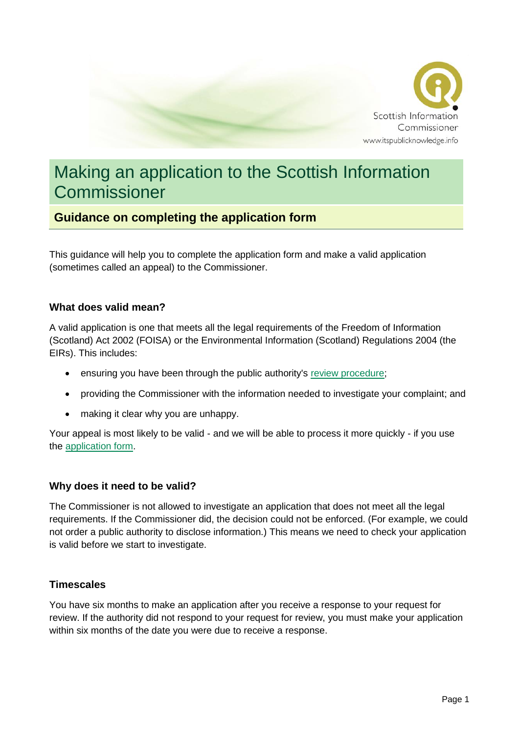# Making an application to the Scottish Information Commissioner

## Guidance on completing the application form

This guidance will help you to complete the application form and make a valid application (sometimes called an appeal) to the Commissioner.

### What does valid mean?

A valid application is one that meets all the legal requirements of the Freedom of Information (Scotland) Act 2002 (FOISA) or the Environmental Information (Scotland) Regulations 2004 (the EIRs). This includes:

- ensuring you have been through the public authority's review procedure;
- providing the Commissioner with the information needed to investigate your complaint; and
- making it clear why you are unhappy.

Your appeal is most likely to be valid - and we will be able to process it more quickly - if you use the application form.

### Why does it need to be valid?

The Commissioner is not allowed to investigate an application that does not meet all the legal requirements. If the Commissioner did, the decision could not be enforced. (For example, we could not order a public authority to disclose information.) This means we need to check your application is valid before we start to investigate.

### Timescales

You have six months to make an application after you receive a response to your request for review. If the authority did not respond to your request for review, you must make your application within six months of the date you were due to receive a response.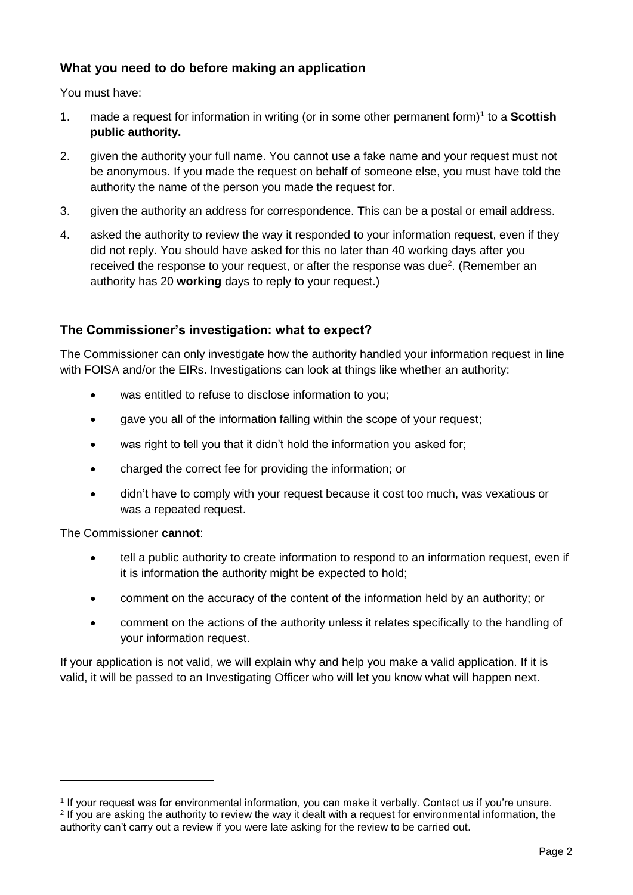## What you need to do before making an application

You must have:

1. made a request for information in writing (or in some other permanent form)[1] to a **Scottish public authority.**
2. given the authority your full name. You cannot use a fake name and your request must not be anonymous. If you made the request on behalf of someone else, you must have told the authority the name of the person you made the request for.
3. given the authority an address for correspondence. This can be a postal or email address.
4. asked the authority to review the way it responded to your information request, even if they did not reply. You should have asked for this no later than 40 working days after you received the response to your request, or after the response was due[2]. (Remember an authority has 20 **working** days to reply to your request.)

## The Commissioner's investigation: what to expect?

The Commissioner can only investigate how the authority handled your information request in line with FOISA and/or the EIRs. Investigations can look at things like whether an authority:

- was entitled to refuse to disclose information to you;
- gave you all of the information falling within the scope of your request;
- was right to tell you that it didn't hold the information you asked for;
- charged the correct fee for providing the information; or
- didn't have to comply with your request because it cost too much, was vexatious or was a repeated request.

The Commissioner **cannot**:

- tell a public authority to create information to respond to an information request, even if it is information the authority might be expected to hold;
- comment on the accuracy of the content of the information held by an authority; or
- comment on the actions of the authority unless it relates specifically to the handling of your information request.

If your application is not valid, we will explain why and help you make a valid application. If it is valid, it will be passed to an Investigating Officer who will let you know what will happen next.

---

[1] If your request was for environmental information, you can make it verbally. Contact us if you're unsure.

[2] If you are asking the authority to review the way it dealt with a request for environmental information, the authority can't carry out a review if you were late asking for the review to be carried out.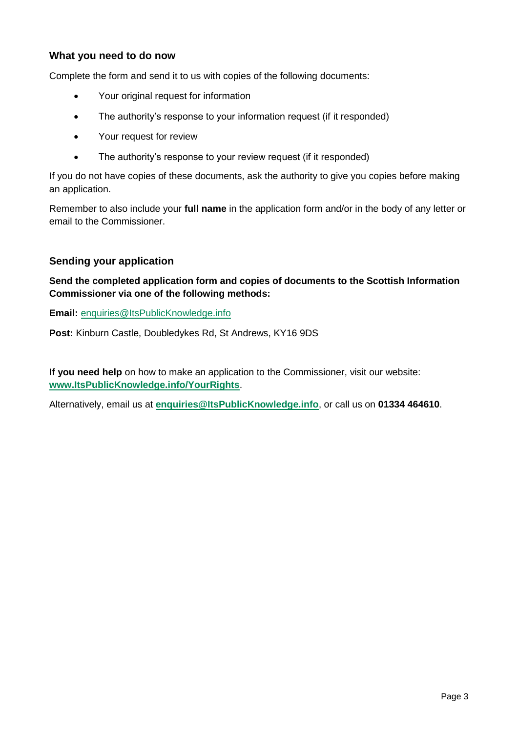### What you need to do now

Complete the form and send it to us with copies of the following documents:

- Your original request for information
- The authority's response to your information request (if it responded)
- Your request for review
- The authority's response to your review request (if it responded)

If you do not have copies of these documents, ask the authority to give you copies before making an application.

Remember to also include your **full name** in the application form and/or in the body of any letter or email to the Commissioner.

### Sending your application

**Send the completed application form and copies of documents to the Scottish Information Commissioner via one of the following methods:**

**Email:** enquiries@ItsPublicKnowledge.info

**Post:** Kinburn Castle, Doubledykes Rd, St Andrews, KY16 9DS

**If you need help** on how to make an application to the Commissioner, visit our website: **www.ItsPublicKnowledge.info/YourRights**.

Alternatively, email us at **enquiries@ItsPublicKnowledge.info**, or call us on **01334 464610**.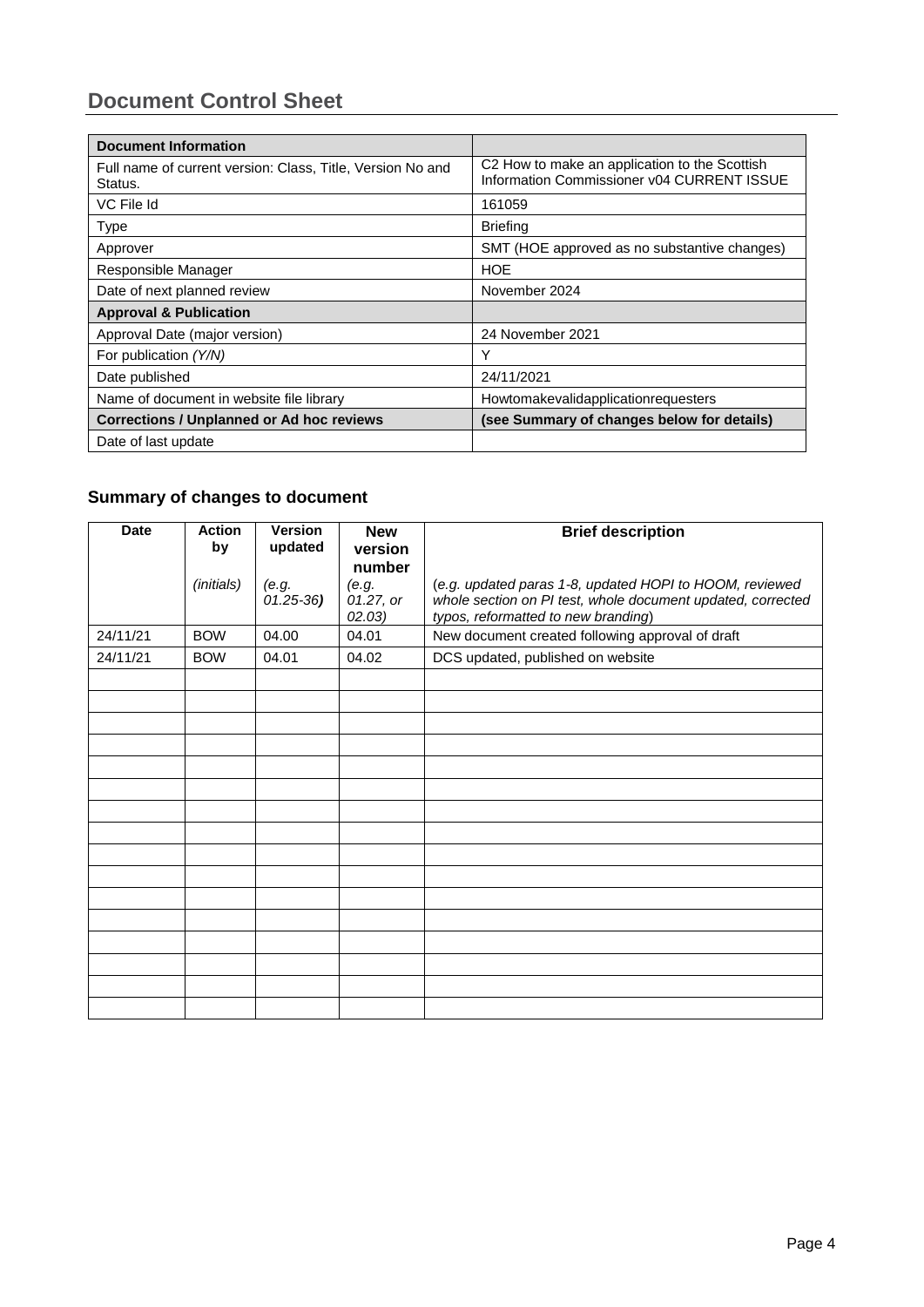## Document Control Sheet

| Document Information | |
|---|---|
| Full name of current version: Class, Title, Version No and Status. | C2 How to make an application to the Scottish Information Commissioner v04 CURRENT ISSUE |
| VC File Id | 161059 |
| Type | Briefing |
| Approver | SMT (HOE approved as no substantive changes) |
| Responsible Manager | HOE |
| Date of next planned review | November 2024 |
| **Approval & Publication** | |
| Approval Date (major version) | 24 November 2021 |
| For publication *(Y/N)* | Y |
| Date published | 24/11/2021 |
| Name of document in website file library | Howtomakevalidapplicationrequesters |
| **Corrections / Unplanned or Ad hoc reviews** | **(see Summary of changes below for details)** |
| Date of last update | |

### Summary of changes to document

| Date | Action by *(initials)* | Version updated *(e.g. 01.25-36)* | New version number *(e.g. 01.27, or 02.03)* | Brief description (*e.g. updated paras 1-8, updated HOPI to HOOM, reviewed whole section on PI test, whole document updated, corrected typos, reformatted to new branding*) |
|---|---|---|---|---|
| 24/11/21 | BOW | 04.00 | 04.01 | New document created following approval of draft |
| 24/11/21 | BOW | 04.01 | 04.02 | DCS updated, published on website |
| | | | | |
| | | | | |
| | | | | |
| | | | | |
| | | | | |
| | | | | |
| | | | | |
| | | | | |
| | | | | |
| | | | | |
| | | | | |
| | | | | |
| | | | | |
| | | | | |
| | | | | |
| | | | | |